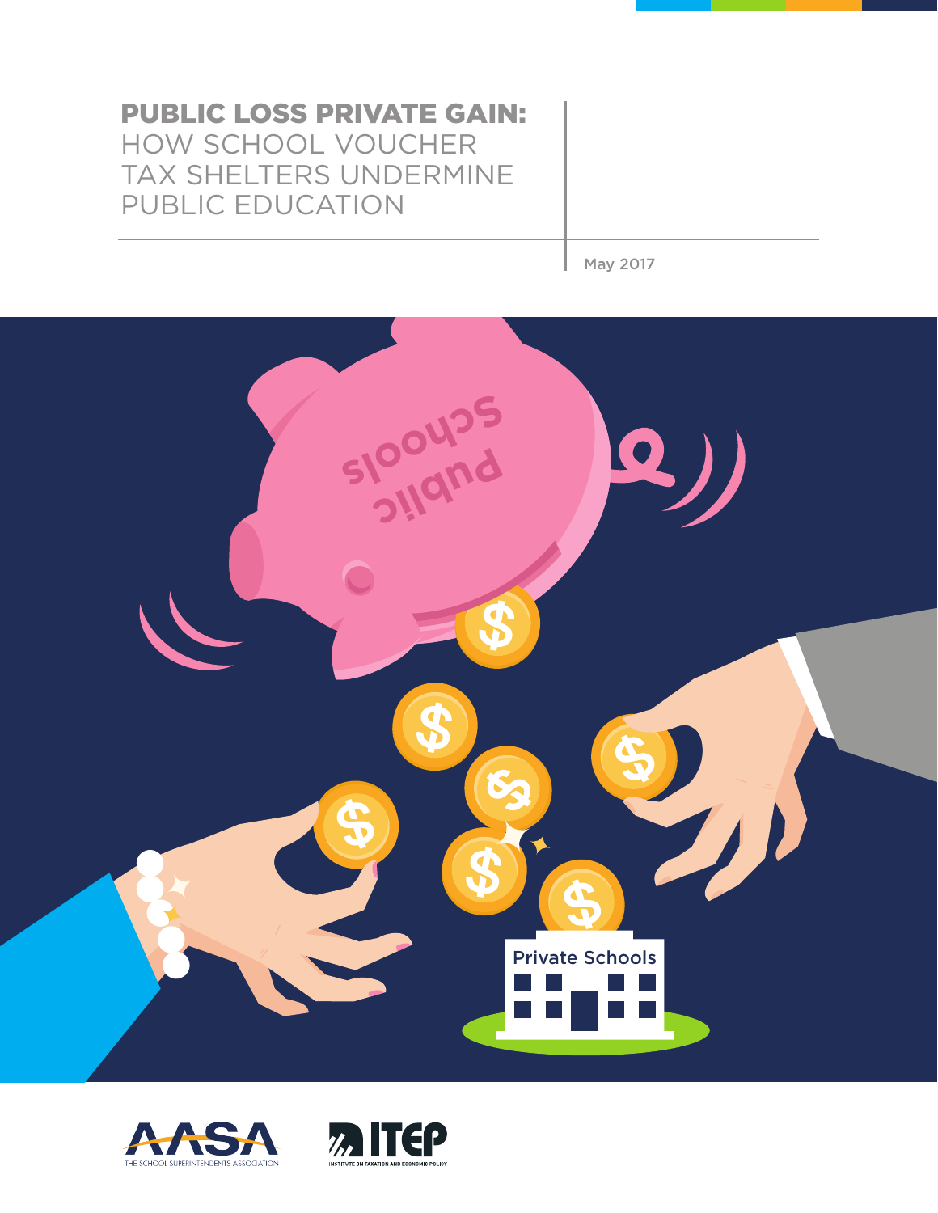# PUBLIC LOSS PRIVATE GAIN: HOW SCHOOL VOUCHER TAX SHELTERS UNDERMINE PUBLIC EDUCATION

May 2017

AASA
THE SCHOOL SUPERINTENDENTS ASSOCIATION

ITEP
INSTITUTE ON TAXATION AND ECONOMIC POLICY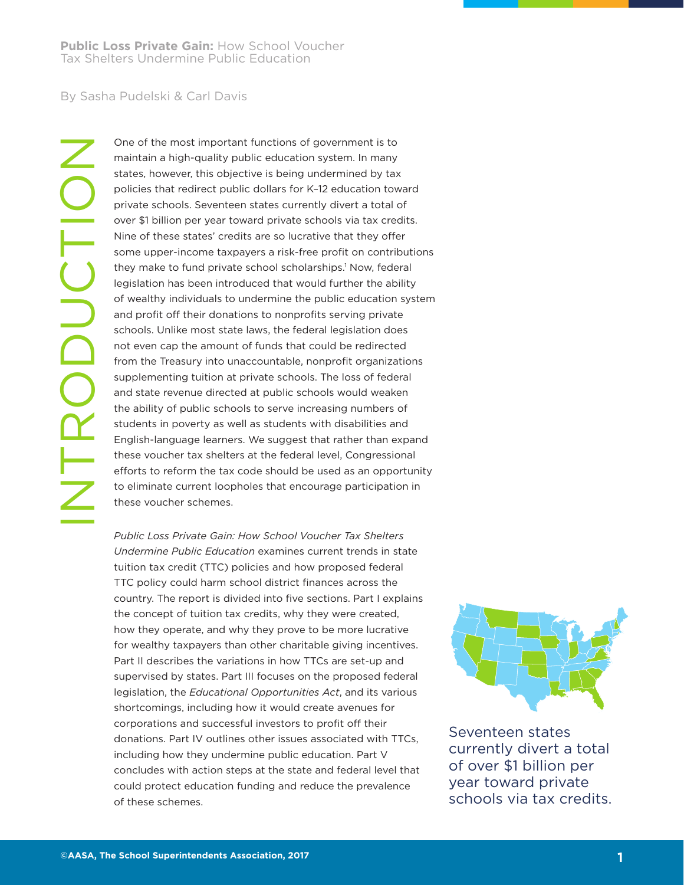**Public Loss Private Gain:** How School Voucher Tax Shelters Undermine Public Education

By Sasha Pudelski & Carl Davis

# INTRODUCTION

One of the most important functions of government is to maintain a high-quality public education system. In many states, however, this objective is being undermined by tax policies that redirect public dollars for K–12 education toward private schools. Seventeen states currently divert a total of over $1 billion per year toward private schools via tax credits. Nine of these states' credits are so lucrative that they offer some upper-income taxpayers a risk-free profit on contributions they make to fund private school scholarships.[1] Now, federal legislation has been introduced that would further the ability of wealthy individuals to undermine the public education system and profit off their donations to nonprofits serving private schools. Unlike most state laws, the federal legislation does not even cap the amount of funds that could be redirected from the Treasury into unaccountable, nonprofit organizations supplementing tuition at private schools. The loss of federal and state revenue directed at public schools would weaken the ability of public schools to serve increasing numbers of students in poverty as well as students with disabilities and English-language learners. We suggest that rather than expand these voucher tax shelters at the federal level, Congressional efforts to reform the tax code should be used as an opportunity to eliminate current loopholes that encourage participation in these voucher schemes.

*Public Loss Private Gain: How School Voucher Tax Shelters Undermine Public Education* examines current trends in state tuition tax credit (TTC) policies and how proposed federal TTC policy could harm school district finances across the country. The report is divided into five sections. Part I explains the concept of tuition tax credits, why they were created, how they operate, and why they prove to be more lucrative for wealthy taxpayers than other charitable giving incentives. Part II describes the variations in how TTCs are set-up and supervised by states. Part III focuses on the proposed federal legislation, the *Educational Opportunities Act*, and its various shortcomings, including how it would create avenues for corporations and successful investors to profit off their donations. Part IV outlines other issues associated with TTCs, including how they undermine public education. Part V concludes with action steps at the state and federal level that could protect education funding and reduce the prevalence of these schemes.

Seventeen states currently divert a total of over $1 billion per year toward private schools via tax credits.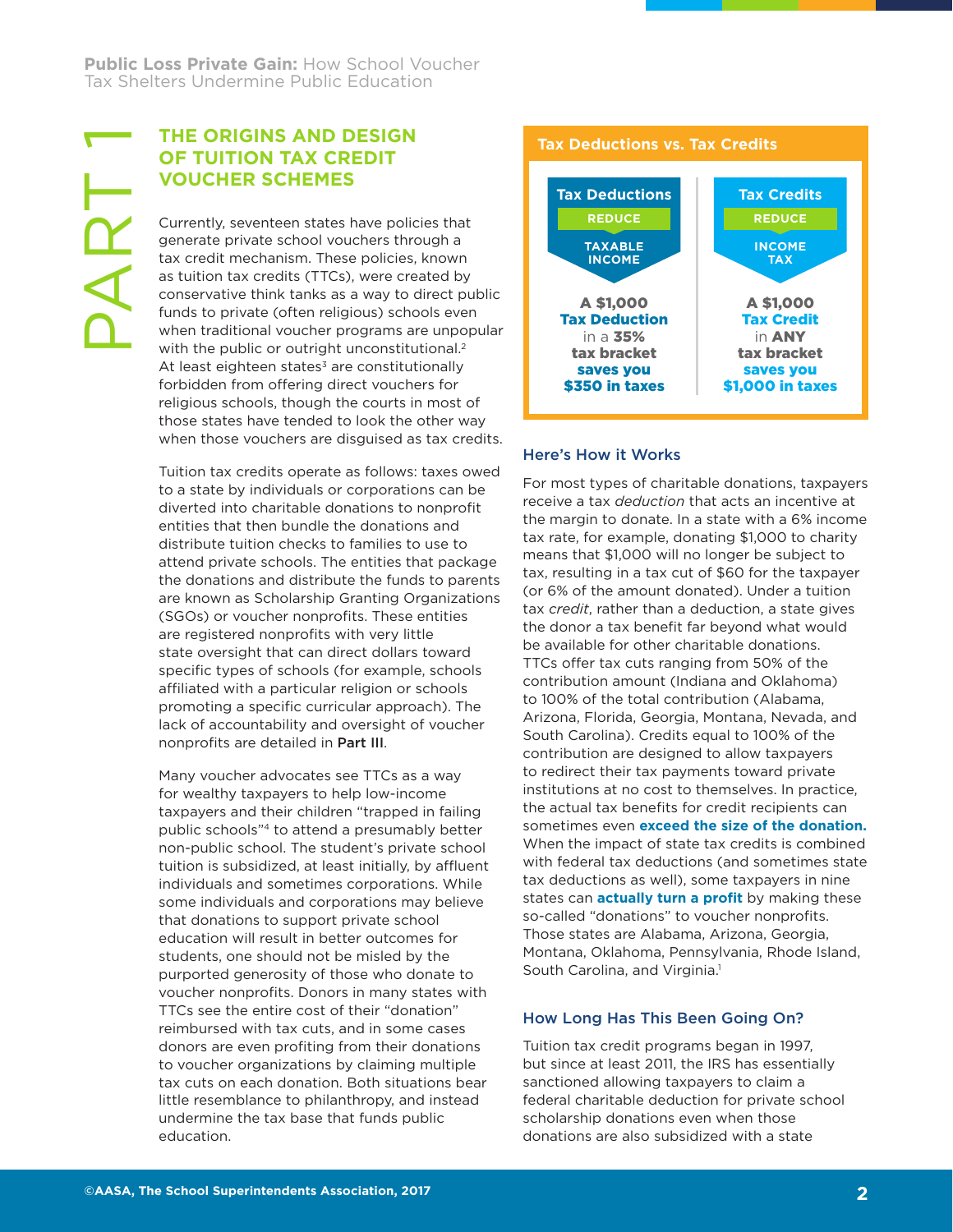# PART 1

## THE ORIGINS AND DESIGN OF TUITION TAX CREDIT VOUCHER SCHEMES

Currently, seventeen states have policies that generate private school vouchers through a tax credit mechanism. These policies, known as tuition tax credits (TTCs), were created by conservative think tanks as a way to direct public funds to private (often religious) schools even when traditional voucher programs are unpopular with the public or outright unconstitutional.[2] At least eighteen states[3] are constitutionally forbidden from offering direct vouchers for religious schools, though the courts in most of those states have tended to look the other way when those vouchers are disguised as tax credits.

Tuition tax credits operate as follows: taxes owed to a state by individuals or corporations can be diverted into charitable donations to nonprofit entities that then bundle the donations and distribute tuition checks to families to use to attend private schools. The entities that package the donations and distribute the funds to parents are known as Scholarship Granting Organizations (SGOs) or voucher nonprofits. These entities are registered nonprofits with very little state oversight that can direct dollars toward specific types of schools (for example, schools affiliated with a particular religion or schools promoting a specific curricular approach). The lack of accountability and oversight of voucher nonprofits are detailed in **Part III**.

Many voucher advocates see TTCs as a way for wealthy taxpayers to help low-income taxpayers and their children "trapped in failing public schools"[4] to attend a presumably better non-public school. The student's private school tuition is subsidized, at least initially, by affluent individuals and sometimes corporations. While some individuals and corporations may believe that donations to support private school education will result in better outcomes for students, one should not be misled by the purported generosity of those who donate to voucher nonprofits. Donors in many states with TTCs see the entire cost of their "donation" reimbursed with tax cuts, and in some cases donors are even profiting from their donations to voucher organizations by claiming multiple tax cuts on each donation. Both situations bear little resemblance to philanthropy, and instead undermine the tax base that funds public education.

### Tax Deductions vs. Tax Credits

| Tax Deductions | Tax Credits |
|---|---|
| REDUCE TAXABLE INCOME | REDUCE INCOME TAX |
| A $1,000 **Tax Deduction** in a **35%** tax bracket **saves you $350 in taxes** | A $1,000 **Tax Credit** in **ANY** tax bracket **saves you $1,000 in taxes** |

### Here's How it Works

For most types of charitable donations, taxpayers receive a tax *deduction* that acts an incentive at the margin to donate. In a state with a 6% income tax rate, for example, donating $1,000 to charity means that $1,000 will no longer be subject to tax, resulting in a tax cut of $60 for the taxpayer (or 6% of the amount donated). Under a tuition tax *credit*, rather than a deduction, a state gives the donor a tax benefit far beyond what would be available for other charitable donations. TTCs offer tax cuts ranging from 50% of the contribution amount (Indiana and Oklahoma) to 100% of the total contribution (Alabama, Arizona, Florida, Georgia, Montana, Nevada, and South Carolina). Credits equal to 100% of the contribution are designed to allow taxpayers to redirect their tax payments toward private institutions at no cost to themselves. In practice, the actual tax benefits for credit recipients can sometimes even **exceed the size of the donation.** When the impact of state tax credits is combined with federal tax deductions (and sometimes state tax deductions as well), some taxpayers in nine states can **actually turn a profit** by making these so-called "donations" to voucher nonprofits. Those states are Alabama, Arizona, Georgia, Montana, Oklahoma, Pennsylvania, Rhode Island, South Carolina, and Virginia.[1]

### How Long Has This Been Going On?

Tuition tax credit programs began in 1997, but since at least 2011, the IRS has essentially sanctioned allowing taxpayers to claim a federal charitable deduction for private school scholarship donations even when those donations are also subsidized with a state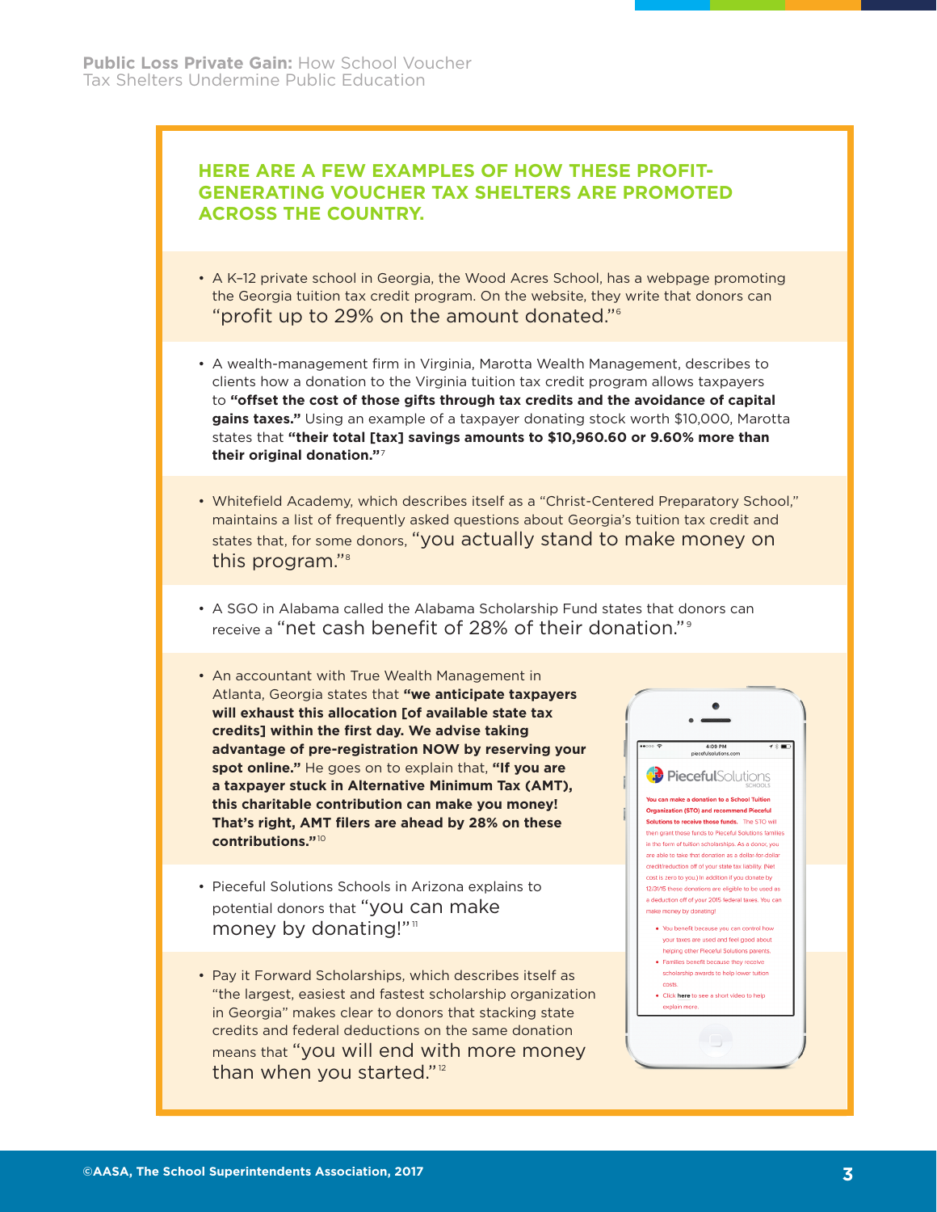## HERE ARE A FEW EXAMPLES OF HOW THESE PROFIT-GENERATING VOUCHER TAX SHELTERS ARE PROMOTED ACROSS THE COUNTRY.

- A K–12 private school in Georgia, the Wood Acres School, has a webpage promoting the Georgia tuition tax credit program. On the website, they write that donors can "profit up to 29% on the amount donated."[6]

- A wealth-management firm in Virginia, Marotta Wealth Management, describes to clients how a donation to the Virginia tuition tax credit program allows taxpayers to **"offset the cost of those gifts through tax credits and the avoidance of capital gains taxes."** Using an example of a taxpayer donating stock worth $10,000, Marotta states that **"their total [tax] savings amounts to $10,960.60 or 9.60% more than their original donation."**[7]

- Whitefield Academy, which describes itself as a "Christ-Centered Preparatory School," maintains a list of frequently asked questions about Georgia's tuition tax credit and states that, for some donors, "you actually stand to make money on this program."[8]

- A SGO in Alabama called the Alabama Scholarship Fund states that donors can receive a "net cash benefit of 28% of their donation."[9]

- An accountant with True Wealth Management in Atlanta, Georgia states that **"we anticipate taxpayers will exhaust this allocation [of available state tax credits] within the first day. We advise taking advantage of pre-registration NOW by reserving your spot online."** He goes on to explain that, **"If you are a taxpayer stuck in Alternative Minimum Tax (AMT), this charitable contribution can make you money! That's right, AMT filers are ahead by 28% on these contributions."**[10]

- Pieceful Solutions Schools in Arizona explains to potential donors that "you can make money by donating!"[11]

- Pay it Forward Scholarships, which describes itself as "the largest, easiest and fastest scholarship organization in Georgia" makes clear to donors that stacking state credits and federal deductions on the same donation means that "you will end with more money than when you started."[12]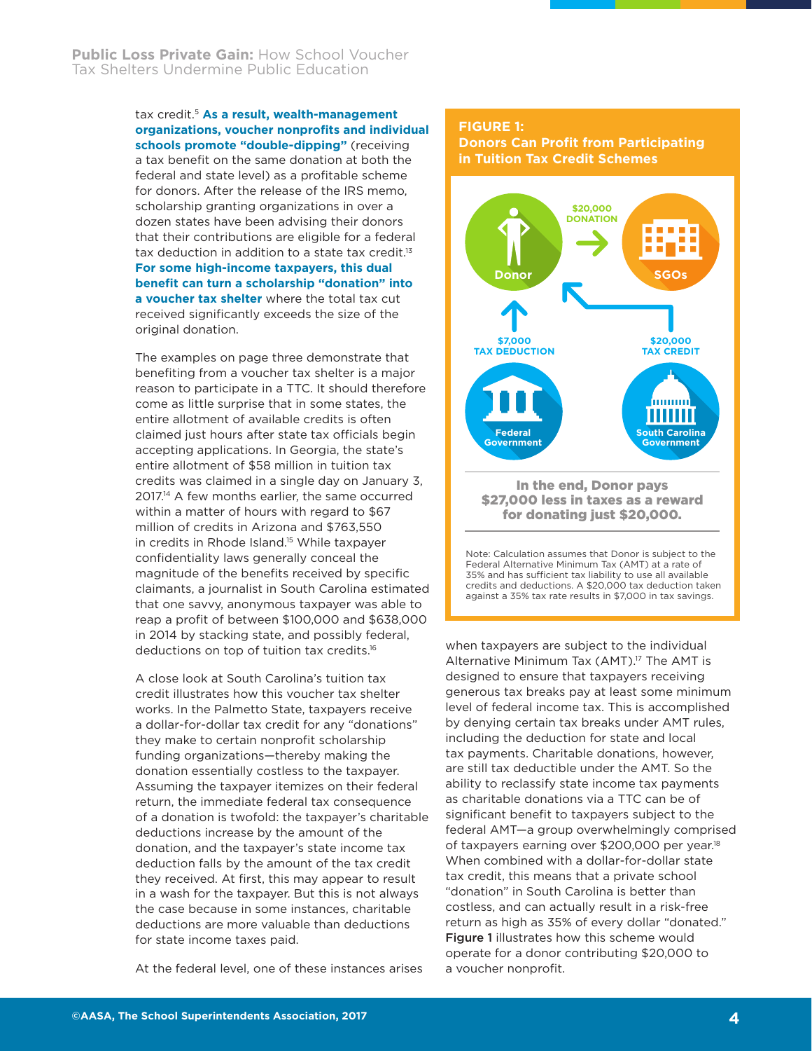tax credit.[5] **As a result, wealth-management organizations, voucher nonprofits and individual schools promote "double-dipping"** (receiving a tax benefit on the same donation at both the federal and state level) as a profitable scheme for donors. After the release of the IRS memo, scholarship granting organizations in over a dozen states have been advising their donors that their contributions are eligible for a federal tax deduction in addition to a state tax credit.[13] **For some high-income taxpayers, this dual benefit can turn a scholarship "donation" into a voucher tax shelter** where the total tax cut received significantly exceeds the size of the original donation.

The examples on page three demonstrate that benefiting from a voucher tax shelter is a major reason to participate in a TTC. It should therefore come as little surprise that in some states, the entire allotment of available credits is often claimed just hours after state tax officials begin accepting applications. In Georgia, the state's entire allotment of $58 million in tuition tax credits was claimed in a single day on January 3, 2017.[14] A few months earlier, the same occurred within a matter of hours with regard to $67 million of credits in Arizona and $763,550 in credits in Rhode Island.[15] While taxpayer confidentiality laws generally conceal the magnitude of the benefits received by specific claimants, a journalist in South Carolina estimated that one savvy, anonymous taxpayer was able to reap a profit of between $100,000 and $638,000 in 2014 by stacking state, and possibly federal, deductions on top of tuition tax credits.[16]

A close look at South Carolina's tuition tax credit illustrates how this voucher tax shelter works. In the Palmetto State, taxpayers receive a dollar-for-dollar tax credit for any "donations" they make to certain nonprofit scholarship funding organizations—thereby making the donation essentially costless to the taxpayer. Assuming the taxpayer itemizes on their federal return, the immediate federal tax consequence of a donation is twofold: the taxpayer's charitable deductions increase by the amount of the donation, and the taxpayer's state income tax deduction falls by the amount of the tax credit they received. At first, this may appear to result in a wash for the taxpayer. But this is not always the case because in some instances, charitable deductions are more valuable than deductions for state income taxes paid.

At the federal level, one of these instances arises when taxpayers are subject to the individual Alternative Minimum Tax (AMT).[17] The AMT is designed to ensure that taxpayers receiving generous tax breaks pay at least some minimum level of federal income tax. This is accomplished by denying certain tax breaks under AMT rules, including the deduction for state and local tax payments. Charitable donations, however, are still tax deductible under the AMT. So the ability to reclassify state income tax payments as charitable donations via a TTC can be of significant benefit to taxpayers subject to the federal AMT—a group overwhelmingly comprised of taxpayers earning over $200,000 per year.[18] When combined with a dollar-for-dollar state tax credit, this means that a private school "donation" in South Carolina is better than costless, and can actually result in a risk-free return as high as 35% of every dollar "donated." **Figure 1** illustrates how this scheme would operate for a donor contributing $20,000 to a voucher nonprofit.

**FIGURE 1:**
**Donors Can Profit from Participating in Tuition Tax Credit Schemes**

Donor → $20,000 DONATION → SGOs

$7,000 TAX DEDUCTION (Federal Government → Donor)

$20,000 TAX CREDIT (South Carolina Government → Donor)

**In the end, Donor pays $27,000 less in taxes as a reward for donating just $20,000.**

Note: Calculation assumes that Donor is subject to the Federal Alternative Minimum Tax (AMT) at a rate of 35% and has sufficient tax liability to use all available credits and deductions. A $20,000 tax deduction taken against a 35% tax rate results in $7,000 in tax savings.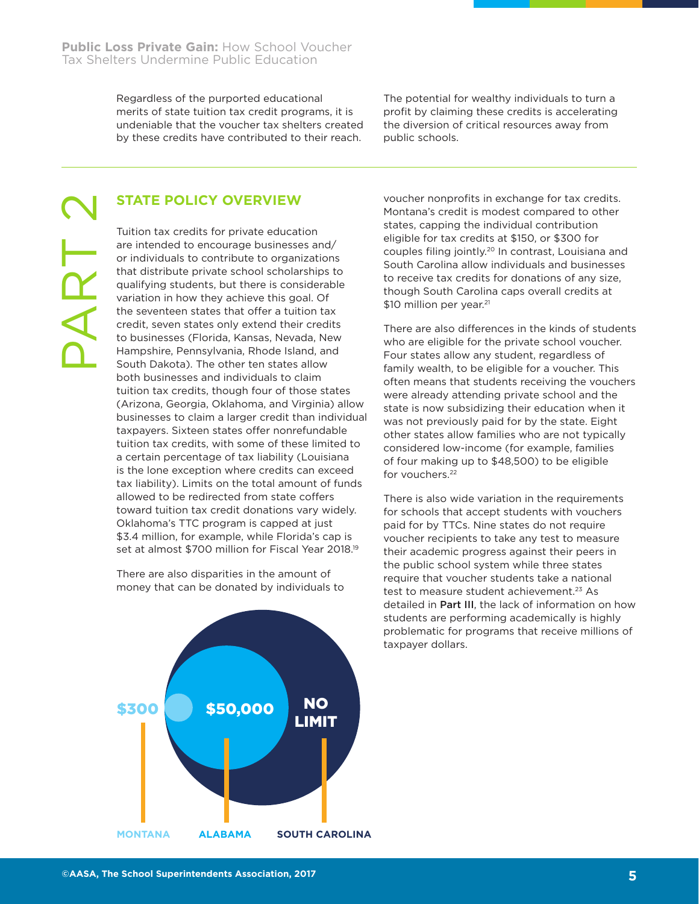Regardless of the purported educational merits of state tuition tax credit programs, it is undeniable that the voucher tax shelters created by these credits have contributed to their reach.

The potential for wealthy individuals to turn a profit by claiming these credits is accelerating the diversion of critical resources away from public schools.

# PART 2

## STATE POLICY OVERVIEW

Tuition tax credits for private education are intended to encourage businesses and/or individuals to contribute to organizations that distribute private school scholarships to qualifying students, but there is considerable variation in how they achieve this goal. Of the seventeen states that offer a tuition tax credit, seven states only extend their credits to businesses (Florida, Kansas, Nevada, New Hampshire, Pennsylvania, Rhode Island, and South Dakota). The other ten states allow both businesses and individuals to claim tuition tax credits, though four of those states (Arizona, Georgia, Oklahoma, and Virginia) allow businesses to claim a larger credit than individual taxpayers. Sixteen states offer nonrefundable tuition tax credits, with some of these limited to a certain percentage of tax liability (Louisiana is the lone exception where credits can exceed tax liability). Limits on the total amount of funds allowed to be redirected from state coffers toward tuition tax credit donations vary widely. Oklahoma's TTC program is capped at just $3.4 million, for example, while Florida's cap is set at almost $700 million for Fiscal Year 2018.[19]

There are also disparities in the amount of money that can be donated by individuals to voucher nonprofits in exchange for tax credits. Montana's credit is modest compared to other states, capping the individual contribution eligible for tax credits at $150, or $300 for couples filing jointly.[20] In contrast, Louisiana and South Carolina allow individuals and businesses to receive tax credits for donations of any size, though South Carolina caps overall credits at $10 million per year.[21]

$300 — MONTANA

$50,000 — ALABAMA

NO LIMIT — SOUTH CAROLINA

There are also differences in the kinds of students who are eligible for the private school voucher. Four states allow any student, regardless of family wealth, to be eligible for a voucher. This often means that students receiving the vouchers were already attending private school and the state is now subsidizing their education when it was not previously paid for by the state. Eight other states allow families who are not typically considered low-income (for example, families of four making up to $48,500) to be eligible for vouchers.[22]

There is also wide variation in the requirements for schools that accept students with vouchers paid for by TTCs. Nine states do not require voucher recipients to take any test to measure their academic progress against their peers in the public school system while three states require that voucher students take a national test to measure student achievement.[23] As detailed in **Part III**, the lack of information on how students are performing academically is highly problematic for programs that receive millions of taxpayer dollars.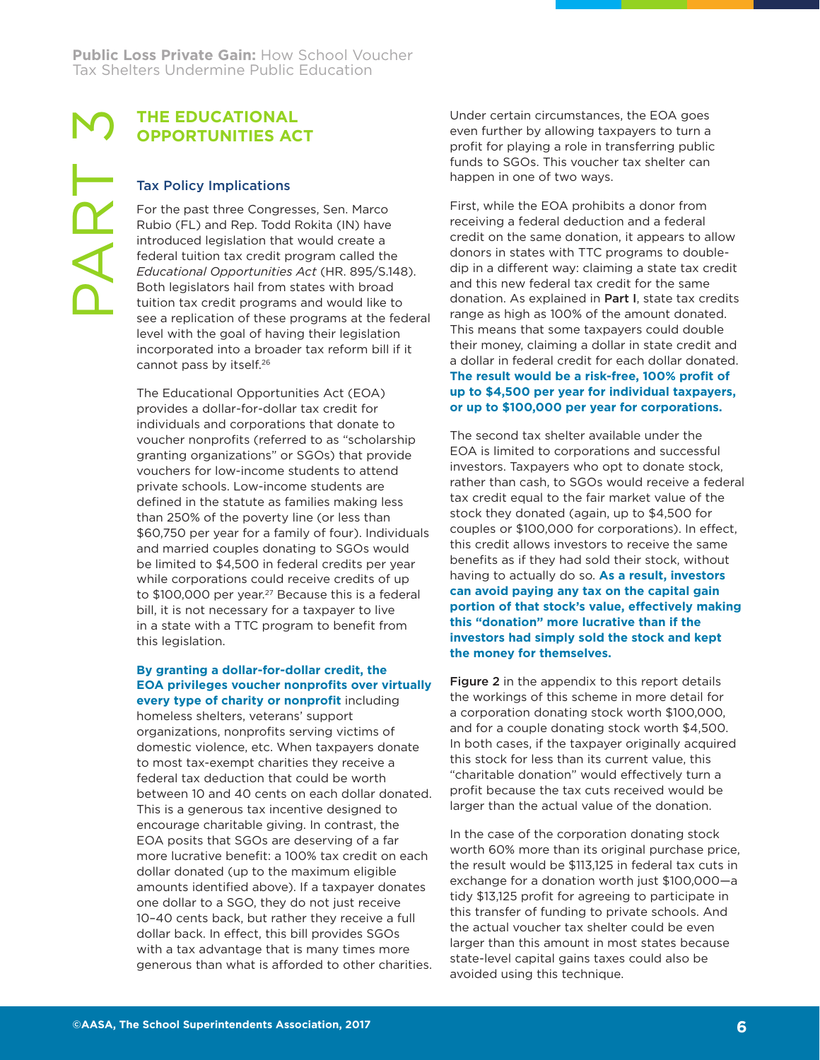# PART 3

## THE EDUCATIONAL OPPORTUNITIES ACT

### Tax Policy Implications

For the past three Congresses, Sen. Marco Rubio (FL) and Rep. Todd Rokita (IN) have introduced legislation that would create a federal tuition tax credit program called the *Educational Opportunities Act* (HR. 895/S.148). Both legislators hail from states with broad tuition tax credit programs and would like to see a replication of these programs at the federal level with the goal of having their legislation incorporated into a broader tax reform bill if it cannot pass by itself.[26]

The Educational Opportunities Act (EOA) provides a dollar-for-dollar tax credit for individuals and corporations that donate to voucher nonprofits (referred to as "scholarship granting organizations" or SGOs) that provide vouchers for low-income students to attend private schools. Low-income students are defined in the statute as families making less than 250% of the poverty line (or less than $60,750 per year for a family of four). Individuals and married couples donating to SGOs would be limited to $4,500 in federal credits per year while corporations could receive credits of up to $100,000 per year.[27] Because this is a federal bill, it is not necessary for a taxpayer to live in a state with a TTC program to benefit from this legislation.

**By granting a dollar-for-dollar credit, the EOA privileges voucher nonprofits over virtually every type of charity or nonprofit** including homeless shelters, veterans' support organizations, nonprofits serving victims of domestic violence, etc. When taxpayers donate to most tax-exempt charities they receive a federal tax deduction that could be worth between 10 and 40 cents on each dollar donated. This is a generous tax incentive designed to encourage charitable giving. In contrast, the EOA posits that SGOs are deserving of a far more lucrative benefit: a 100% tax credit on each dollar donated (up to the maximum eligible amounts identified above). If a taxpayer donates one dollar to a SGO, they do not just receive 10–40 cents back, but rather they receive a full dollar back. In effect, this bill provides SGOs with a tax advantage that is many times more generous than what is afforded to other charities.

Under certain circumstances, the EOA goes even further by allowing taxpayers to turn a profit for playing a role in transferring public funds to SGOs. This voucher tax shelter can happen in one of two ways.

First, while the EOA prohibits a donor from receiving a federal deduction and a federal credit on the same donation, it appears to allow donors in states with TTC programs to double-dip in a different way: claiming a state tax credit and this new federal tax credit for the same donation. As explained in **Part I**, state tax credits range as high as 100% of the amount donated. This means that some taxpayers could double their money, claiming a dollar in state credit and a dollar in federal credit for each dollar donated. **The result would be a risk-free, 100% profit of up to $4,500 per year for individual taxpayers, or up to $100,000 per year for corporations.**

The second tax shelter available under the EOA is limited to corporations and successful investors. Taxpayers who opt to donate stock, rather than cash, to SGOs would receive a federal tax credit equal to the fair market value of the stock they donated (again, up to $4,500 for couples or $100,000 for corporations). In effect, this credit allows investors to receive the same benefits as if they had sold their stock, without having to actually do so. **As a result, investors can avoid paying any tax on the capital gain portion of that stock's value, effectively making this "donation" more lucrative than if the investors had simply sold the stock and kept the money for themselves.**

**Figure 2** in the appendix to this report details the workings of this scheme in more detail for a corporation donating stock worth $100,000, and for a couple donating stock worth $4,500. In both cases, if the taxpayer originally acquired this stock for less than its current value, this "charitable donation" would effectively turn a profit because the tax cuts received would be larger than the actual value of the donation.

In the case of the corporation donating stock worth 60% more than its original purchase price, the result would be $113,125 in federal tax cuts in exchange for a donation worth just $100,000—a tidy $13,125 profit for agreeing to participate in this transfer of funding to private schools. And the actual voucher tax shelter could be even larger than this amount in most states because state-level capital gains taxes could also be avoided using this technique.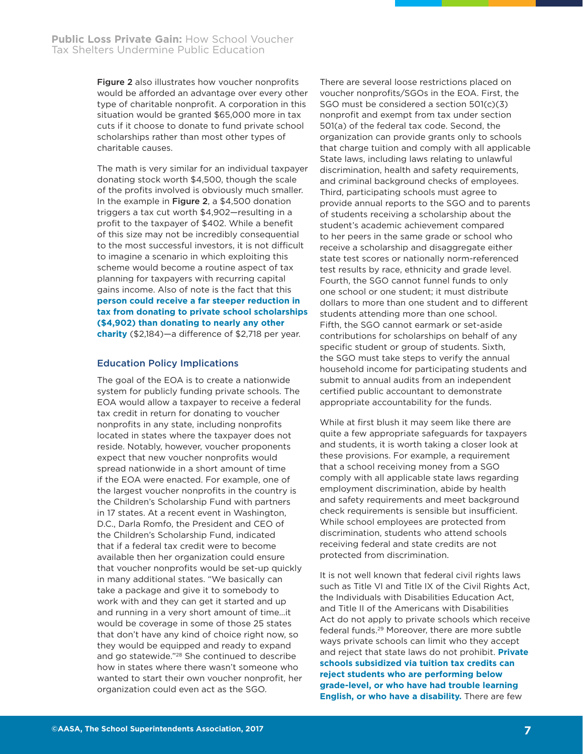**Figure 2** also illustrates how voucher nonprofits would be afforded an advantage over every other type of charitable nonprofit. A corporation in this situation would be granted $65,000 more in tax cuts if it choose to donate to fund private school scholarships rather than most other types of charitable causes.

The math is very similar for an individual taxpayer donating stock worth $4,500, though the scale of the profits involved is obviously much smaller. In the example in **Figure 2**, a $4,500 donation triggers a tax cut worth $4,902—resulting in a profit to the taxpayer of $402. While a benefit of this size may not be incredibly consequential to the most successful investors, it is not difficult to imagine a scenario in which exploiting this scheme would become a routine aspect of tax planning for taxpayers with recurring capital gains income. Also of note is the fact that this **person could receive a far steeper reduction in tax from donating to private school scholarships ($4,902) than donating to nearly any other charity** ($2,184)—a difference of $2,718 per year.

## Education Policy Implications

The goal of the EOA is to create a nationwide system for publicly funding private schools. The EOA would allow a taxpayer to receive a federal tax credit in return for donating to voucher nonprofits in any state, including nonprofits located in states where the taxpayer does not reside. Notably, however, voucher proponents expect that new voucher nonprofits would spread nationwide in a short amount of time if the EOA were enacted. For example, one of the largest voucher nonprofits in the country is the Children's Scholarship Fund with partners in 17 states. At a recent event in Washington, D.C., Darla Romfo, the President and CEO of the Children's Scholarship Fund, indicated that if a federal tax credit were to become available then her organization could ensure that voucher nonprofits would be set-up quickly in many additional states. "We basically can take a package and give it to somebody to work with and they can get it started and up and running in a very short amount of time…it would be coverage in some of those 25 states that don't have any kind of choice right now, so they would be equipped and ready to expand and go statewide."[28] She continued to describe how in states where there wasn't someone who wanted to start their own voucher nonprofit, her organization could even act as the SGO.

There are several loose restrictions placed on voucher nonprofits/SGOs in the EOA. First, the SGO must be considered a section 501(c)(3) nonprofit and exempt from tax under section 501(a) of the federal tax code. Second, the organization can provide grants only to schools that charge tuition and comply with all applicable State laws, including laws relating to unlawful discrimination, health and safety requirements, and criminal background checks of employees. Third, participating schools must agree to provide annual reports to the SGO and to parents of students receiving a scholarship about the student's academic achievement compared to her peers in the same grade or school who receive a scholarship and disaggregate either state test scores or nationally norm-referenced test results by race, ethnicity and grade level. Fourth, the SGO cannot funnel funds to only one school or one student; it must distribute dollars to more than one student and to different students attending more than one school. Fifth, the SGO cannot earmark or set-aside contributions for scholarships on behalf of any specific student or group of students. Sixth, the SGO must take steps to verify the annual household income for participating students and submit to annual audits from an independent certified public accountant to demonstrate appropriate accountability for the funds.

While at first blush it may seem like there are quite a few appropriate safeguards for taxpayers and students, it is worth taking a closer look at these provisions. For example, a requirement that a school receiving money from a SGO comply with all applicable state laws regarding employment discrimination, abide by health and safety requirements and meet background check requirements is sensible but insufficient. While school employees are protected from discrimination, students who attend schools receiving federal and state credits are not protected from discrimination.

It is not well known that federal civil rights laws such as Title VI and Title IX of the Civil Rights Act, the Individuals with Disabilities Education Act, and Title II of the Americans with Disabilities Act do not apply to private schools which receive federal funds.[29] Moreover, there are more subtle ways private schools can limit who they accept and reject that state laws do not prohibit. **Private schools subsidized via tuition tax credits can reject students who are performing below grade-level, or who have had trouble learning English, or who have a disability.** There are few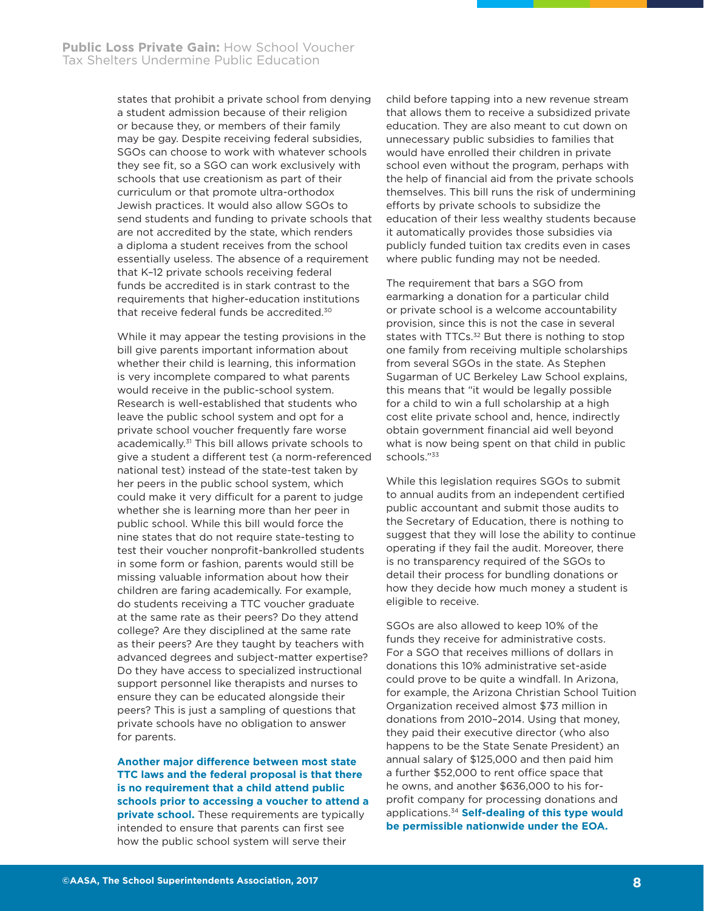states that prohibit a private school from denying a student admission because of their religion or because they, or members of their family may be gay. Despite receiving federal subsidies, SGOs can choose to work with whatever schools they see fit, so a SGO can work exclusively with schools that use creationism as part of their curriculum or that promote ultra-orthodox Jewish practices. It would also allow SGOs to send students and funding to private schools that are not accredited by the state, which renders a diploma a student receives from the school essentially useless. The absence of a requirement that K–12 private schools receiving federal funds be accredited is in stark contrast to the requirements that higher-education institutions that receive federal funds be accredited.[30]

While it may appear the testing provisions in the bill give parents important information about whether their child is learning, this information is very incomplete compared to what parents would receive in the public-school system. Research is well-established that students who leave the public school system and opt for a private school voucher frequently fare worse academically.[31] This bill allows private schools to give a student a different test (a norm-referenced national test) instead of the state-test taken by her peers in the public school system, which could make it very difficult for a parent to judge whether she is learning more than her peer in public school. While this bill would force the nine states that do not require state-testing to test their voucher nonprofit-bankrolled students in some form or fashion, parents would still be missing valuable information about how their children are faring academically. For example, do students receiving a TTC voucher graduate at the same rate as their peers? Do they attend college? Are they disciplined at the same rate as their peers? Are they taught by teachers with advanced degrees and subject-matter expertise? Do they have access to specialized instructional support personnel like therapists and nurses to ensure they can be educated alongside their peers? This is just a sampling of questions that private schools have no obligation to answer for parents.

**Another major difference between most state TTC laws and the federal proposal is that there is no requirement that a child attend public schools prior to accessing a voucher to attend a private school.** These requirements are typically intended to ensure that parents can first see how the public school system will serve their child before tapping into a new revenue stream that allows them to receive a subsidized private education. They are also meant to cut down on unnecessary public subsidies to families that would have enrolled their children in private school even without the program, perhaps with the help of financial aid from the private schools themselves. This bill runs the risk of undermining efforts by private schools to subsidize the education of their less wealthy students because it automatically provides those subsidies via publicly funded tuition tax credits even in cases where public funding may not be needed.

The requirement that bars a SGO from earmarking a donation for a particular child or private school is a welcome accountability provision, since this is not the case in several states with TTCs.[32] But there is nothing to stop one family from receiving multiple scholarships from several SGOs in the state. As Stephen Sugarman of UC Berkeley Law School explains, this means that "it would be legally possible for a child to win a full scholarship at a high cost elite private school and, hence, indirectly obtain government financial aid well beyond what is now being spent on that child in public schools."[33]

While this legislation requires SGOs to submit to annual audits from an independent certified public accountant and submit those audits to the Secretary of Education, there is nothing to suggest that they will lose the ability to continue operating if they fail the audit. Moreover, there is no transparency required of the SGOs to detail their process for bundling donations or how they decide how much money a student is eligible to receive.

SGOs are also allowed to keep 10% of the funds they receive for administrative costs. For a SGO that receives millions of dollars in donations this 10% administrative set-aside could prove to be quite a windfall. In Arizona, for example, the Arizona Christian School Tuition Organization received almost $73 million in donations from 2010–2014. Using that money, they paid their executive director (who also happens to be the State Senate President) an annual salary of $125,000 and then paid him a further $52,000 to rent office space that he owns, and another $636,000 to his for-profit company for processing donations and applications.[34] **Self-dealing of this type would be permissible nationwide under the EOA.**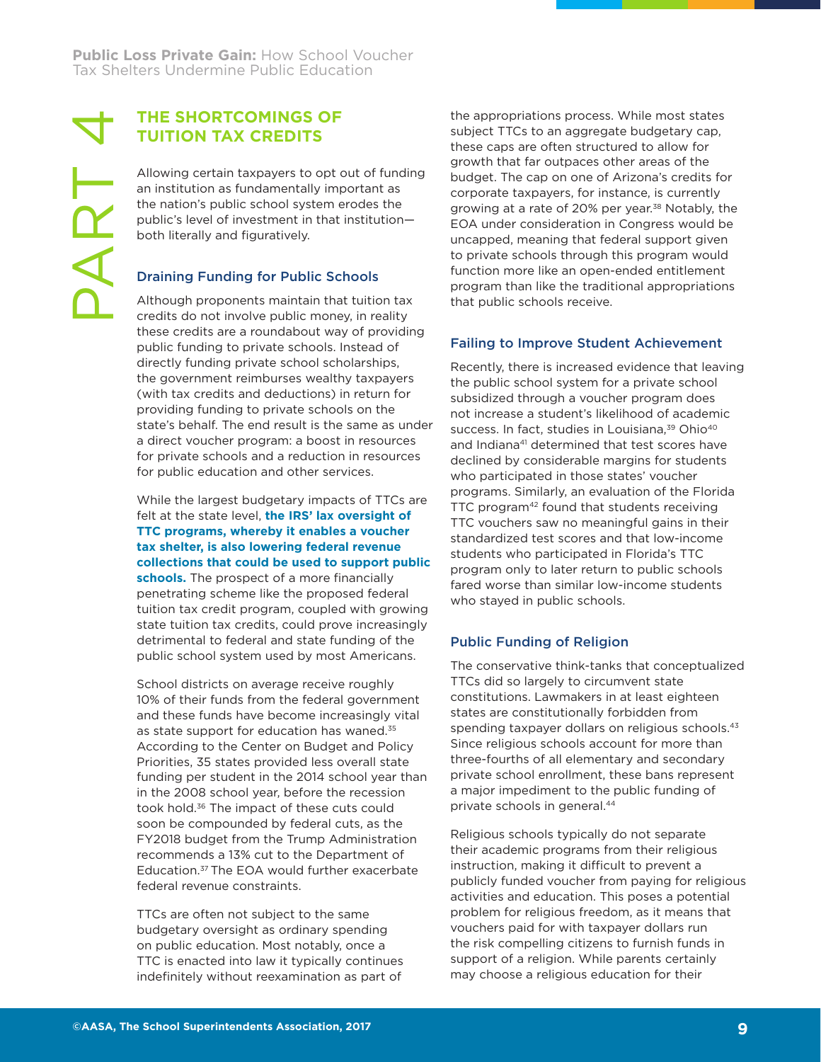# PART 4

## THE SHORTCOMINGS OF TUITION TAX CREDITS

Allowing certain taxpayers to opt out of funding an institution as fundamentally important as the nation's public school system erodes the public's level of investment in that institution—both literally and figuratively.

### Draining Funding for Public Schools

Although proponents maintain that tuition tax credits do not involve public money, in reality these credits are a roundabout way of providing public funding to private schools. Instead of directly funding private school scholarships, the government reimburses wealthy taxpayers (with tax credits and deductions) in return for providing funding to private schools on the state's behalf. The end result is the same as under a direct voucher program: a boost in resources for private schools and a reduction in resources for public education and other services.

While the largest budgetary impacts of TTCs are felt at the state level, **the IRS' lax oversight of TTC programs, whereby it enables a voucher tax shelter, is also lowering federal revenue collections that could be used to support public schools.** The prospect of a more financially penetrating scheme like the proposed federal tuition tax credit program, coupled with growing state tuition tax credits, could prove increasingly detrimental to federal and state funding of the public school system used by most Americans.

School districts on average receive roughly 10% of their funds from the federal government and these funds have become increasingly vital as state support for education has waned.[35] According to the Center on Budget and Policy Priorities, 35 states provided less overall state funding per student in the 2014 school year than in the 2008 school year, before the recession took hold.[36] The impact of these cuts could soon be compounded by federal cuts, as the FY2018 budget from the Trump Administration recommends a 13% cut to the Department of Education.[37] The EOA would further exacerbate federal revenue constraints.

TTCs are often not subject to the same budgetary oversight as ordinary spending on public education. Most notably, once a TTC is enacted into law it typically continues indefinitely without reexamination as part of the appropriations process. While most states subject TTCs to an aggregate budgetary cap, these caps are often structured to allow for growth that far outpaces other areas of the budget. The cap on one of Arizona's credits for corporate taxpayers, for instance, is currently growing at a rate of 20% per year.[38] Notably, the EOA under consideration in Congress would be uncapped, meaning that federal support given to private schools through this program would function more like an open-ended entitlement program than like the traditional appropriations that public schools receive.

### Failing to Improve Student Achievement

Recently, there is increased evidence that leaving the public school system for a private school subsidized through a voucher program does not increase a student's likelihood of academic success. In fact, studies in Louisiana,[39] Ohio[40] and Indiana[41] determined that test scores have declined by considerable margins for students who participated in those states' voucher programs. Similarly, an evaluation of the Florida TTC program[42] found that students receiving TTC vouchers saw no meaningful gains in their standardized test scores and that low-income students who participated in Florida's TTC program only to later return to public schools fared worse than similar low-income students who stayed in public schools.

### Public Funding of Religion

The conservative think-tanks that conceptualized TTCs did so largely to circumvent state constitutions. Lawmakers in at least eighteen states are constitutionally forbidden from spending taxpayer dollars on religious schools.[43] Since religious schools account for more than three-fourths of all elementary and secondary private school enrollment, these bans represent a major impediment to the public funding of private schools in general.[44]

Religious schools typically do not separate their academic programs from their religious instruction, making it difficult to prevent a publicly funded voucher from paying for religious activities and education. This poses a potential problem for religious freedom, as it means that vouchers paid for with taxpayer dollars run the risk compelling citizens to furnish funds in support of a religion. While parents certainly may choose a religious education for their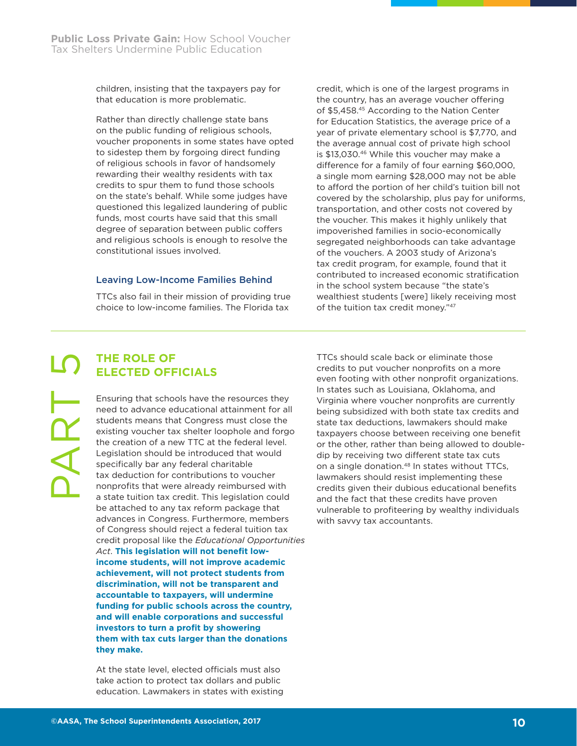children, insisting that the taxpayers pay for that education is more problematic.

Rather than directly challenge state bans on the public funding of religious schools, voucher proponents in some states have opted to sidestep them by forgoing direct funding of religious schools in favor of handsomely rewarding their wealthy residents with tax credits to spur them to fund those schools on the state's behalf. While some judges have questioned this legalized laundering of public funds, most courts have said that this small degree of separation between public coffers and religious schools is enough to resolve the constitutional issues involved.

### Leaving Low-Income Families Behind

TTCs also fail in their mission of providing true choice to low-income families. The Florida tax credit, which is one of the largest programs in the country, has an average voucher offering of $5,458.[45] According to the Nation Center for Education Statistics, the average price of a year of private elementary school is $7,770, and the average annual cost of private high school is $13,030.[46] While this voucher may make a difference for a family of four earning $60,000, a single mom earning $28,000 may not be able to afford the portion of her child's tuition bill not covered by the scholarship, plus pay for uniforms, transportation, and other costs not covered by the voucher. This makes it highly unlikely that impoverished families in socio-economically segregated neighborhoods can take advantage of the vouchers. A 2003 study of Arizona's tax credit program, for example, found that it contributed to increased economic stratification in the school system because "the state's wealthiest students [were] likely receiving most of the tuition tax credit money."[47]

---

# PART 5

## THE ROLE OF ELECTED OFFICIALS

Ensuring that schools have the resources they need to advance educational attainment for all students means that Congress must close the existing voucher tax shelter loophole and forgo the creation of a new TTC at the federal level. Legislation should be introduced that would specifically bar any federal charitable tax deduction for contributions to voucher nonprofits that were already reimbursed with a state tuition tax credit. This legislation could be attached to any tax reform package that advances in Congress. Furthermore, members of Congress should reject a federal tuition tax credit proposal like the *Educational Opportunities Act*. **This legislation will not benefit low-income students, will not improve academic achievement, will not protect students from discrimination, will not be transparent and accountable to taxpayers, will undermine funding for public schools across the country, and will enable corporations and successful investors to turn a profit by showering them with tax cuts larger than the donations they make.**

At the state level, elected officials must also take action to protect tax dollars and public education. Lawmakers in states with existing TTCs should scale back or eliminate those credits to put voucher nonprofits on a more even footing with other nonprofit organizations. In states such as Louisiana, Oklahoma, and Virginia where voucher nonprofits are currently being subsidized with both state tax credits and state tax deductions, lawmakers should make taxpayers choose between receiving one benefit or the other, rather than being allowed to double-dip by receiving two different state tax cuts on a single donation.[48] In states without TTCs, lawmakers should resist implementing these credits given their dubious educational benefits and the fact that these credits have proven vulnerable to profiteering by wealthy individuals with savvy tax accountants.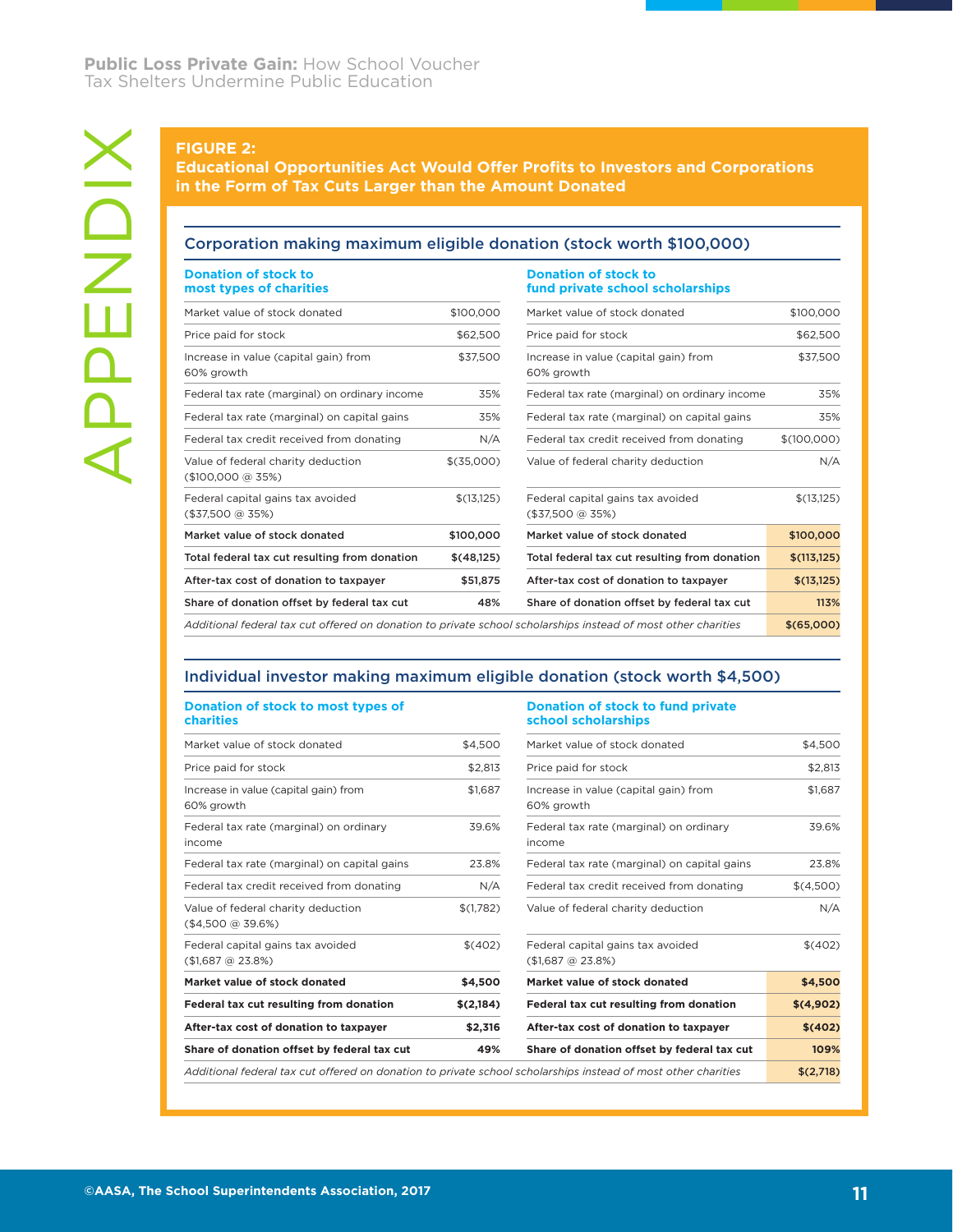APPENDIX

**FIGURE 2:**
**Educational Opportunities Act Would Offer Profits to Investors and Corporations in the Form of Tax Cuts Larger than the Amount Donated**

## Corporation making maximum eligible donation (stock worth $100,000)

| Donation of stock to most types of charities | | Donation of stock to fund private school scholarships | |
|---|---|---|---|
| Market value of stock donated | $100,000 | Market value of stock donated | $100,000 |
| Price paid for stock | $62,500 | Price paid for stock | $62,500 |
| Increase in value (capital gain) from 60% growth | $37,500 | Increase in value (capital gain) from 60% growth | $37,500 |
| Federal tax rate (marginal) on ordinary income | 35% | Federal tax rate (marginal) on ordinary income | 35% |
| Federal tax rate (marginal) on capital gains | 35% | Federal tax rate (marginal) on capital gains | 35% |
| Federal tax credit received from donating | N/A | Federal tax credit received from donating | $(100,000) |
| Value of federal charity deduction ($100,000 @ 35%) | $(35,000) | Value of federal charity deduction | N/A |
| Federal capital gains tax avoided ($37,500 @ 35%) | $(13,125) | Federal capital gains tax avoided ($37,500 @ 35%) | $(13,125) |
| **Market value of stock donated** | **$100,000** | **Market value of stock donated** | **$100,000** |
| **Total federal tax cut resulting from donation** | **$(48,125)** | **Total federal tax cut resulting from donation** | **$(113,125)** |
| **After-tax cost of donation to taxpayer** | **$51,875** | **After-tax cost of donation to taxpayer** | **$(13,125)** |
| **Share of donation offset by federal tax cut** | **48%** | **Share of donation offset by federal tax cut** | **113%** |
| *Additional federal tax cut offered on donation to private school scholarships instead of most other charities* | | | **$(65,000)** |

## Individual investor making maximum eligible donation (stock worth $4,500)

| Donation of stock to most types of charities | | Donation of stock to fund private school scholarships | |
|---|---|---|---|
| Market value of stock donated | $4,500 | Market value of stock donated | $4,500 |
| Price paid for stock | $2,813 | Price paid for stock | $2,813 |
| Increase in value (capital gain) from 60% growth | $1,687 | Increase in value (capital gain) from 60% growth | $1,687 |
| Federal tax rate (marginal) on ordinary income | 39.6% | Federal tax rate (marginal) on ordinary income | 39.6% |
| Federal tax rate (marginal) on capital gains | 23.8% | Federal tax rate (marginal) on capital gains | 23.8% |
| Federal tax credit received from donating | N/A | Federal tax credit received from donating | $(4,500) |
| Value of federal charity deduction ($4,500 @ 39.6%) | $(1,782) | Value of federal charity deduction | N/A |
| Federal capital gains tax avoided ($1,687 @ 23.8%) | $(402) | Federal capital gains tax avoided ($1,687 @ 23.8%) | $(402) |
| **Market value of stock donated** | **$4,500** | **Market value of stock donated** | **$4,500** |
| **Federal tax cut resulting from donation** | **$(2,184)** | **Federal tax cut resulting from donation** | **$(4,902)** |
| **After-tax cost of donation to taxpayer** | **$2,316** | **After-tax cost of donation to taxpayer** | **$(402)** |
| **Share of donation offset by federal tax cut** | **49%** | **Share of donation offset by federal tax cut** | **109%** |
| *Additional federal tax cut offered on donation to private school scholarships instead of most other charities* | | | **$(2,718)** |

©AASA, The School Superintendents Association, 2017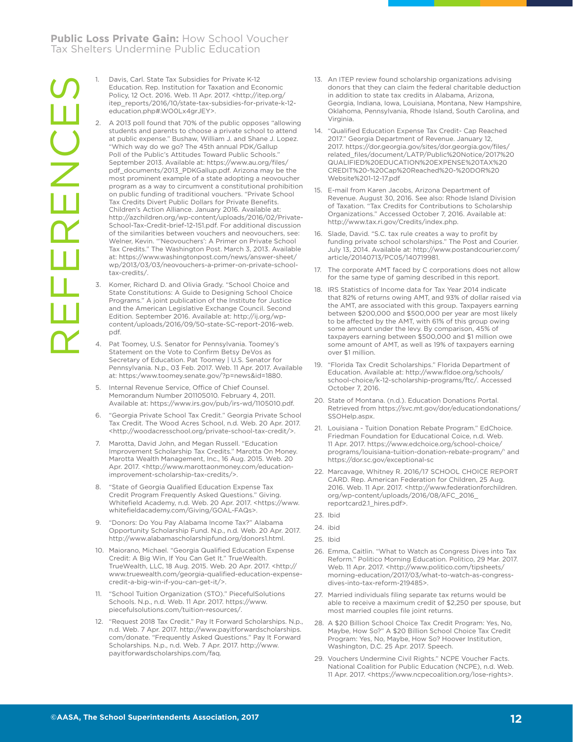# REFERENCES

1. Davis, Carl. State Tax Subsidies for Private K-12 Education. Rep. Institution for Taxation and Economic Policy, 12 Oct. 2016. Web. 11 Apr. 2017. <http://itep.org/itep_reports/2016/10/state-tax-subsidies-for-private-k-12-education.php#.WO0Lx4grJEY>.
2. A 2013 poll found that 70% of the public opposes "allowing students and parents to choose a private school to attend at public expense." Bushaw, William J. and Shane J. Lopez. "Which way do we go? The 45th annual PDK/Gallup Poll of the Public's Attitudes Toward Public Schools." September 2013. Available at: https://www.au.org/files/pdf_documents/2013_PDKGallup.pdf. Arizona may be the most prominent example of a state adopting a neovoucher program as a way to circumvent a constitutional prohibition on public funding of traditional vouchers. "Private School Tax Credits Divert Public Dollars for Private Benefits. Children's Action Alliance. January 2016. Available at: http://azchildren.org/wp-content/uploads/2016/02/Private-School-Tax-Credit-brief-12-151.pdf. For additional discussion of the similarities between vouchers and neovouchers, see: Welner, Kevin. "'Neovouchers': A Primer on Private School Tax Credits." The Washington Post. March 3, 2013. Available at: https://www.washingtonpost.com/news/answer-sheet/wp/2013/03/03/neovouchers-a-primer-on-private-school-tax-credits/.
3. Komer, Richard D. and Olivia Grady. "School Choice and State Constitutions: A Guide to Designing School Choice Programs." A joint publication of the Institute for Justice and the American Legislative Exchange Council. Second Edition. September 2016. Available at: http://ij.org/wp-content/uploads/2016/09/50-state-SC-report-2016-web.pdf.
4. Pat Toomey, U.S. Senator for Pennsylvania. Toomey's Statement on the Vote to Confirm Betsy DeVos as Secretary of Education. Pat Toomey | U.S. Senator for Pennsylvania. N.p., 03 Feb. 2017. Web. 11 Apr. 2017. Available at: https:/www.toomey.senate.gov/?p=news&id=1880.
5. Internal Revenue Service, Office of Chief Counsel. Memorandum Number 201105010. February 4, 2011. Available at: https://www.irs.gov/pub/irs-wd/1105010.pdf.
6. "Georgia Private School Tax Credit." Georgia Private School Tax Credit. The Wood Acres School, n.d. Web. 20 Apr. 2017. <http://woodacresschool.org/private-school-tax-credit/>.
7. Marotta, David John, and Megan Russell. "Education Improvement Scholarship Tax Credits." Marotta On Money. Marotta Wealth Management, Inc., 16 Aug. 2015. Web. 20 Apr. 2017. <http://www.marottaonmoney.com/education-improvement-scholarship-tax-credits/>.
8. "State of Georgia Qualified Education Expense Tax Credit Program Frequently Asked Questions." Giving. Whitefield Academy, Inc., n.d. Web. 20 Apr. 2017. <https://www.whitefieldacademy.com/Giving/GOAL-FAQs>.
9. "Donors: Do You Pay Alabama Income Tax?" Alabama Opportunity Scholarship Fund. N.p., n.d. Web. 20 Apr. 2017. http://www.alabamascholarshipfund.org/donors1.html.
10. Maiorano, Michael. "Georgia Qualified Education Expense Credit: A Big Win, If You Can Get It." TrueWealth. TrueWealth, LLC, 18 Aug. 2015. Web. 20 Apr. 2017. <http://www.truewealth.com/georgia-qualified-education-expense-credit-a-big-win-if-you-can-get-it/>.
11. "School Tuition Organization (STO)." PiecefulSolutions Schools. N.p., n.d. Web. 11 Apr. 2017. https://www.piecefulsolutions.com/tuition-resources/.
12. "Request 2018 Tax Credit." Pay It Forward Scholarships. N.p., n.d. Web. 7 Apr. 2017. http://www.payitforwardscholarships.com/donate. "Frequently Asked Questions." Pay It Forward Scholarships. N.p., n.d. Web. 7 Apr. 2017. http://www.payitforwardscholarships.com/faq.
13. An ITEP review found scholarship organizations advising donors that they can claim the federal charitable deduction in addition to state tax credits in Alabama, Arizona, Georgia, Indiana, Iowa, Louisiana, Montana, New Hampshire, Oklahoma, Pennsylvania, Rhode Island, South Carolina, and Virginia.
14. "Qualified Education Expense Tax Credit- Cap Reached 2017." Georgia Department of Revenue. January 12, 2017. https://dor.georgia.gov/sites/dor.georgia.gov/files/related_files/document/LATP/Public%20Notice/2017%20QUALIFIED%20EDUCATION%20EXPENSE%20TAX%20CREDIT%20-%20Cap%20Reached%20-%20DOR%20Website%201-12-17.pdf
15. E-mail from Karen Jacobs, Arizona Department of Revenue. August 30, 2016. See also: Rhode Island Division of Taxation. "Tax Credits for Contributions to Scholarship Organizations." Accessed October 7, 2016. Available at: http://www.tax.ri.gov/Credits/index.php.
16. Slade, David. "S.C. tax rule creates a way to profit by funding private school scholarships." The Post and Courier. July 13, 2014. Available at: http://www.postandcourier.com/article/20140713/PC05/140719981.
17. The corporate AMT faced by C corporations does not allow for the same type of gaming described in this report.
18. IRS Statistics of Income data for Tax Year 2014 indicate that 82% of returns owing AMT, and 93% of dollar raised via the AMT, are associated with this group. Taxpayers earning between $200,000 and $500,000 per year are most likely to be affected by the AMT, with 61% of this group owing some amount under the levy. By comparison, 45% of taxpayers earning between $500,000 and $1 million owe some amount of AMT, as well as 19% of taxpayers earning over $1 million.
19. "Florida Tax Credit Scholarships." Florida Department of Education. Available at: http://www.fldoe.org/schools/school-choice/k-12-scholarship-programs/ftc/. Accessed October 7, 2016.
20. State of Montana. (n.d.). Education Donations Portal. Retrieved from https://svc.mt.gov/dor/educationdonations/SSOHelp.aspx.
21. Louisiana - Tuition Donation Rebate Program." EdChoice. Friedman Foundation for Educational Coice, n.d. Web. 11 Apr. 2017. https://www.edchoice.org/school-choice/programs/louisiana-tuition-donation-rebate-program/' and https://dor.sc.gov/exceptional-sc
22. Marcavage, Whitney R. 2016/17 SCHOOL CHOICE REPORT CARD. Rep. American Federation for Children, 25 Aug. 2016. Web. 11 Apr. 2017. <http://www.federationforchildren.org/wp-content/uploads/2016/08/AFC_2016_reportcard2.1_hires.pdf>.
23. Ibid
24. ibid
25. Ibid
26. Emma, Caitlin. "What to Watch as Congress Dives into Tax Reform." Politico Morning Education. Politico, 29 Mar. 2017. Web. 11 Apr. 2017. <http://www.politico.com/tipsheets/morning-education/2017/03/what-to-watch-as-congress-dives-into-tax-reform-219485>.
27. Married individuals filing separate tax returns would be able to receive a maximum credit of $2,250 per spouse, but most married couples file joint returns.
28. A $20 Billion School Choice Tax Credit Program: Yes, No, Maybe, How So?" A $20 Billion School Choice Tax Credit Program: Yes, No, Maybe, How So? Hoover Institution, Washington, D.C. 25 Apr. 2017. Speech.
29. Vouchers Undermine Civil Rights." NCPE Voucher Facts. National Coalition for Public Education (NCPE), n.d. Web. 11 Apr. 2017. <https://www.ncpecoalition.org/lose-rights>.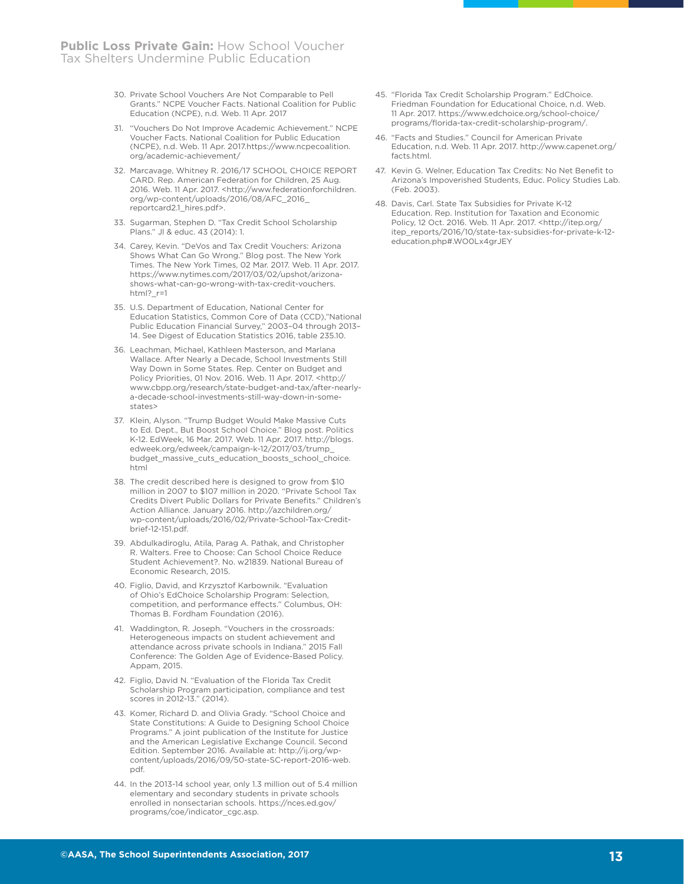30. Private School Vouchers Are Not Comparable to Pell Grants." NCPE Voucher Facts. National Coalition for Public Education (NCPE), n.d. Web. 11 Apr. 2017

31. "Vouchers Do Not Improve Academic Achievement." NCPE Voucher Facts. National Coalition for Public Education (NCPE), n.d. Web. 11 Apr. 2017.https://www.ncpecoalition.org/academic-achievement/

32. Marcavage, Whitney R. 2016/17 SCHOOL CHOICE REPORT CARD. Rep. American Federation for Children, 25 Aug. 2016. Web. 11 Apr. 2017. <http://www.federationforchildren.org/wp-content/uploads/2016/08/AFC_2016_reportcard2.1_hires.pdf>.

33. Sugarman, Stephen D. "Tax Credit School Scholarship Plans." Jl & educ. 43 (2014): 1.

34. Carey, Kevin. "DeVos and Tax Credit Vouchers: Arizona Shows What Can Go Wrong." Blog post. The New York Times. The New York Times, 02 Mar. 2017. Web. 11 Apr. 2017. https://www.nytimes.com/2017/03/02/upshot/arizona-shows-what-can-go-wrong-with-tax-credit-vouchers.html?_r=1

35. U.S. Department of Education, National Center for Education Statistics, Common Core of Data (CCD),"National Public Education Financial Survey," 2003–04 through 2013–14. See Digest of Education Statistics 2016, table 235.10.

36. Leachman, Michael, Kathleen Masterson, and Marlana Wallace. After Nearly a Decade, School Investments Still Way Down in Some States. Rep. Center on Budget and Policy Priorities, 01 Nov. 2016. Web. 11 Apr. 2017. <http://www.cbpp.org/research/state-budget-and-tax/after-nearly-a-decade-school-investments-still-way-down-in-some-states>

37. Klein, Alyson. "Trump Budget Would Make Massive Cuts to Ed. Dept., But Boost School Choice." Blog post. Politics K-12. EdWeek, 16 Mar. 2017. Web. 11 Apr. 2017. http://blogs.edweek.org/edweek/campaign-k-12/2017/03/trump_budget_massive_cuts_education_boosts_school_choice.html

38. The credit described here is designed to grow from $10 million in 2007 to $107 million in 2020. "Private School Tax Credits Divert Public Dollars for Private Benefits." Children's Action Alliance. January 2016. http://azchildren.org/wp-content/uploads/2016/02/Private-School-Tax-Credit-brief-12-151.pdf.

39. Abdulkadiroglu, Atila, Parag A. Pathak, and Christopher R. Walters. Free to Choose: Can School Choice Reduce Student Achievement?. No. w21839. National Bureau of Economic Research, 2015.

40. Figlio, David, and Krzysztof Karbownik. "Evaluation of Ohio's EdChoice Scholarship Program: Selection, competition, and performance effects." Columbus, OH: Thomas B. Fordham Foundation (2016).

41. Waddington, R. Joseph. "Vouchers in the crossroads: Heterogeneous impacts on student achievement and attendance across private schools in Indiana." 2015 Fall Conference: The Golden Age of Evidence-Based Policy. Appam, 2015.

42. Figlio, David N. "Evaluation of the Florida Tax Credit Scholarship Program participation, compliance and test scores in 2012-13." (2014).

43. Komer, Richard D. and Olivia Grady. "School Choice and State Constitutions: A Guide to Designing School Choice Programs." A joint publication of the Institute for Justice and the American Legislative Exchange Council. Second Edition. September 2016. Available at: http://ij.org/wp-content/uploads/2016/09/50-state-SC-report-2016-web.pdf.

44. In the 2013-14 school year, only 1.3 million out of 5.4 million elementary and secondary students in private schools enrolled in nonsectarian schools. https://nces.ed.gov/programs/coe/indicator_cgc.asp.

45. "Florida Tax Credit Scholarship Program." EdChoice. Friedman Foundation for Educational Choice, n.d. Web. 11 Apr. 2017. https://www.edchoice.org/school-choice/programs/florida-tax-credit-scholarship-program/.

46. "Facts and Studies." Council for American Private Education, n.d. Web. 11 Apr. 2017. http://www.capenet.org/facts.html.

47. Kevin G. Welner, Education Tax Credits: No Net Benefit to Arizona's Impoverished Students, Educ. Policy Studies Lab. (Feb. 2003).

48. Davis, Carl. State Tax Subsidies for Private K-12 Education. Rep. Institution for Taxation and Economic Policy, 12 Oct. 2016. Web. 11 Apr. 2017. <http://itep.org/itep_reports/2016/10/state-tax-subsidies-for-private-k-12-education.php#.WO0Lx4grJEY